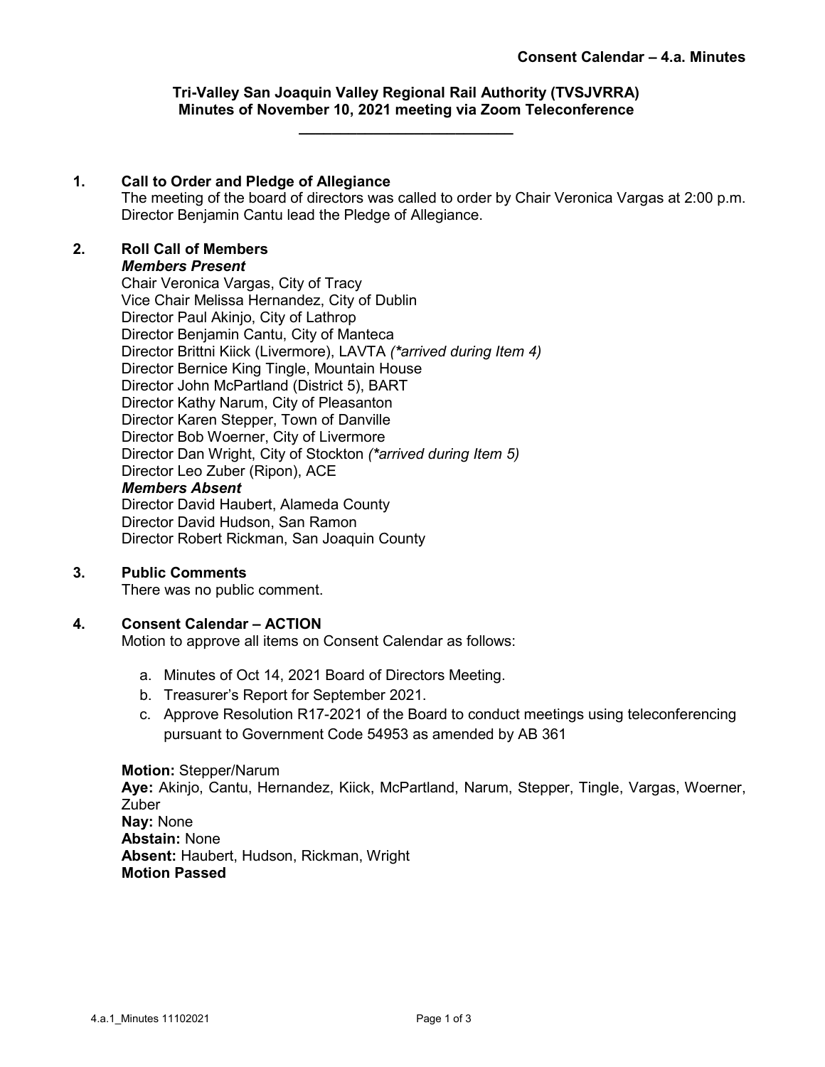**Consent Calendar – 4.a. Minutes**

## Tri-Valley San Joaquin Valley Regional Rail Authority (TVSJVRRA)
## Minutes of November 10, 2021 meeting via Zoom Teleconference

---

### 1. Call to Order and Pledge of Allegiance

The meeting of the board of directors was called to order by Chair Veronica Vargas at 2:00 p.m. Director Benjamin Cantu lead the Pledge of Allegiance.

### 2. Roll Call of Members

***Members Present***

Chair Veronica Vargas, City of Tracy
Vice Chair Melissa Hernandez, City of Dublin
Director Paul Akinjo, City of Lathrop
Director Benjamin Cantu, City of Manteca
Director Brittni Kiick (Livermore), LAVTA *(\*arrived during Item 4)*
Director Bernice King Tingle, Mountain House
Director John McPartland (District 5), BART
Director Kathy Narum, City of Pleasanton
Director Karen Stepper, Town of Danville
Director Bob Woerner, City of Livermore
Director Dan Wright, City of Stockton *(\*arrived during Item 5)*
Director Leo Zuber (Ripon), ACE

***Members Absent***

Director David Haubert, Alameda County
Director David Hudson, San Ramon
Director Robert Rickman, San Joaquin County

### 3. Public Comments

There was no public comment.

### 4. Consent Calendar – ACTION

Motion to approve all items on Consent Calendar as follows:

a. Minutes of Oct 14, 2021 Board of Directors Meeting.
b. Treasurer's Report for September 2021.
c. Approve Resolution R17-2021 of the Board to conduct meetings using teleconferencing pursuant to Government Code 54953 as amended by AB 361

**Motion:** Stepper/Narum
**Aye:** Akinjo, Cantu, Hernandez, Kiick, McPartland, Narum, Stepper, Tingle, Vargas, Woerner, Zuber
**Nay:** None
**Abstain:** None
**Absent:** Haubert, Hudson, Rickman, Wright
**Motion Passed**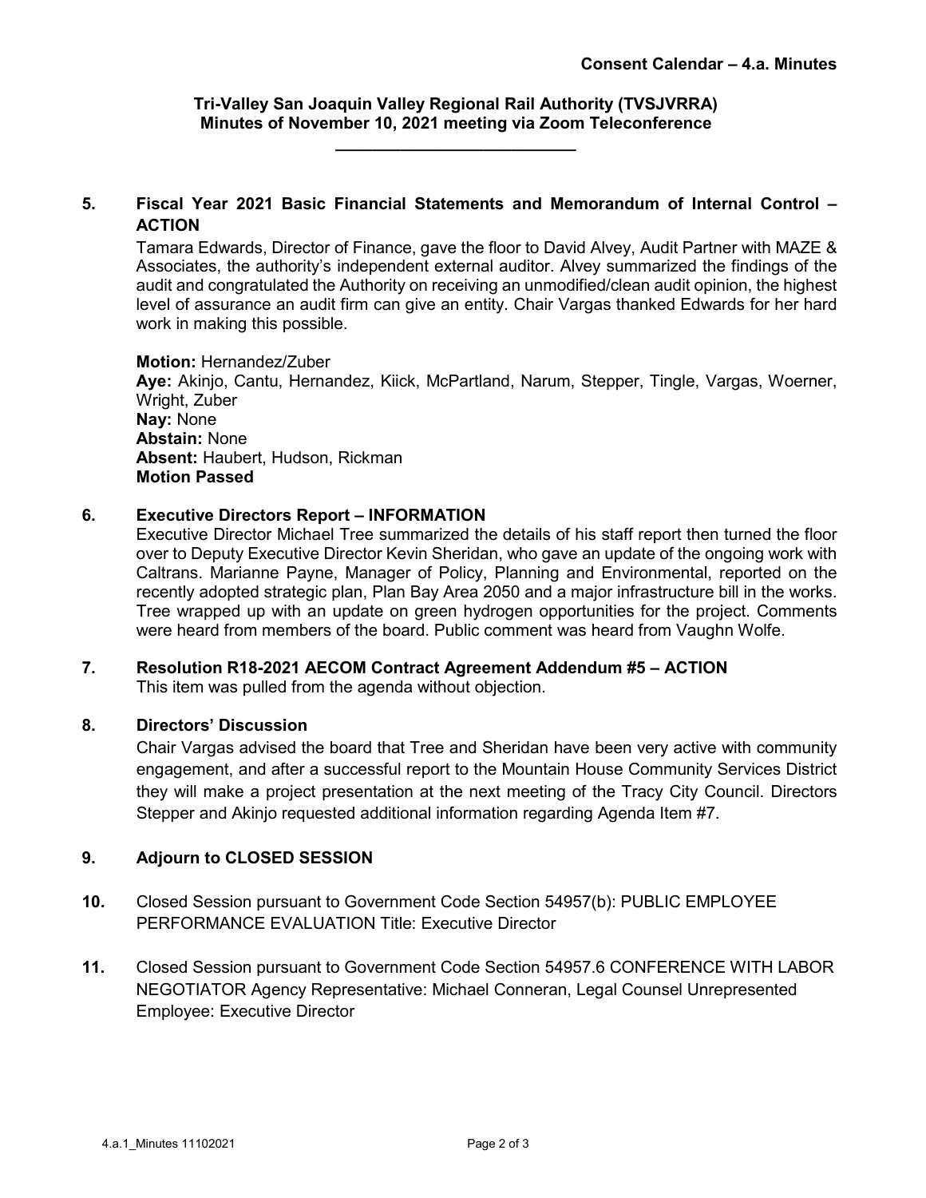**Consent Calendar – 4.a. Minutes**

**Tri-Valley San Joaquin Valley Regional Rail Authority (TVSJVRRA)**
**Minutes of November 10, 2021 meeting via Zoom Teleconference**

---

**5. Fiscal Year 2021 Basic Financial Statements and Memorandum of Internal Control – ACTION**

Tamara Edwards, Director of Finance, gave the floor to David Alvey, Audit Partner with MAZE & Associates, the authority's independent external auditor. Alvey summarized the findings of the audit and congratulated the Authority on receiving an unmodified/clean audit opinion, the highest level of assurance an audit firm can give an entity. Chair Vargas thanked Edwards for her hard work in making this possible.

**Motion:** Hernandez/Zuber
**Aye:** Akinjo, Cantu, Hernandez, Kiick, McPartland, Narum, Stepper, Tingle, Vargas, Woerner, Wright, Zuber
**Nay:** None
**Abstain:** None
**Absent:** Haubert, Hudson, Rickman
**Motion Passed**

**6. Executive Directors Report – INFORMATION**

Executive Director Michael Tree summarized the details of his staff report then turned the floor over to Deputy Executive Director Kevin Sheridan, who gave an update of the ongoing work with Caltrans. Marianne Payne, Manager of Policy, Planning and Environmental, reported on the recently adopted strategic plan, Plan Bay Area 2050 and a major infrastructure bill in the works. Tree wrapped up with an update on green hydrogen opportunities for the project. Comments were heard from members of the board. Public comment was heard from Vaughn Wolfe.

**7. Resolution R18-2021 AECOM Contract Agreement Addendum #5 – ACTION**

This item was pulled from the agenda without objection.

**8. Directors' Discussion**

Chair Vargas advised the board that Tree and Sheridan have been very active with community engagement, and after a successful report to the Mountain House Community Services District they will make a project presentation at the next meeting of the Tracy City Council. Directors Stepper and Akinjo requested additional information regarding Agenda Item #7.

**9. Adjourn to CLOSED SESSION**

**10.** Closed Session pursuant to Government Code Section 54957(b): PUBLIC EMPLOYEE PERFORMANCE EVALUATION Title: Executive Director

**11.** Closed Session pursuant to Government Code Section 54957.6 CONFERENCE WITH LABOR NEGOTIATOR Agency Representative: Michael Conneran, Legal Counsel Unrepresented Employee: Executive Director

4.a.1_Minutes 11102021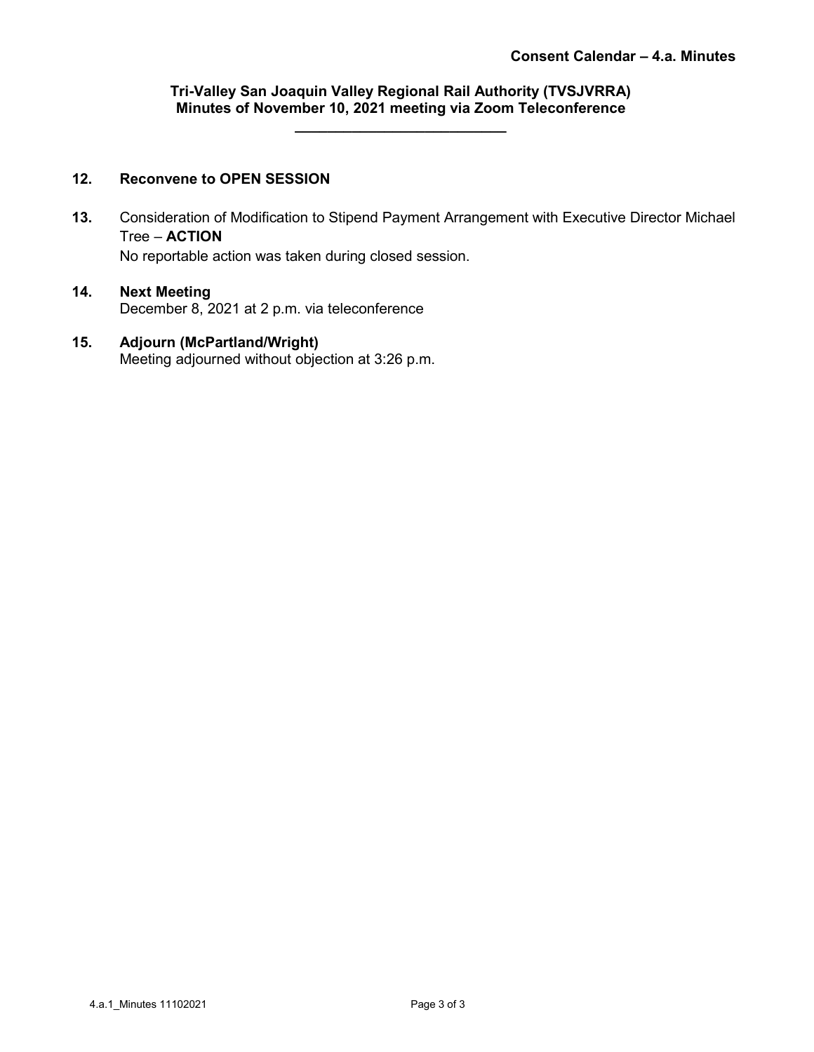**Consent Calendar – 4.a. Minutes**

**Tri-Valley San Joaquin Valley Regional Rail Authority (TVSJVRRA)**
**Minutes of November 10, 2021 meeting via Zoom Teleconference**

**12. Reconvene to OPEN SESSION**

**13.** Consideration of Modification to Stipend Payment Arrangement with Executive Director Michael Tree – **ACTION**

No reportable action was taken during closed session.

**14. Next Meeting**

December 8, 2021 at 2 p.m. via teleconference

**15. Adjourn (McPartland/Wright)**

Meeting adjourned without objection at 3:26 p.m.

4.a.1_Minutes 11102021